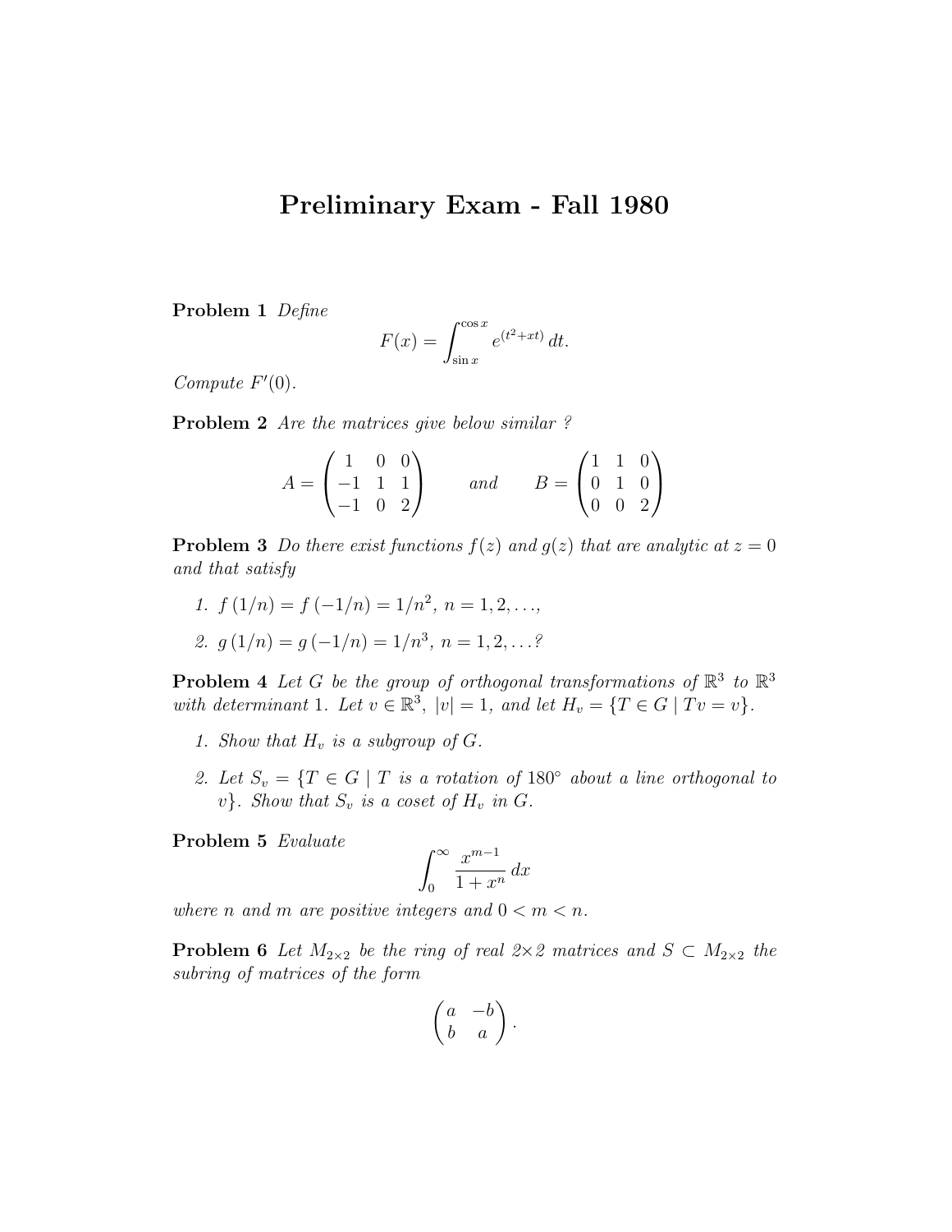# Preliminary Exam - Fall 1980

**Problem 1** *Define*

$$F(x) = \int_{\sin x}^{\cos x} e^{(t^2+xt)}\, dt.$$

*Compute* $F'(0)$.

**Problem 2** *Are the matrices give below similar ?*

$$A = \begin{pmatrix} 1 & 0 & 0 \\ -1 & 1 & 1 \\ -1 & 0 & 2 \end{pmatrix} \qquad \text{and} \qquad B = \begin{pmatrix} 1 & 1 & 0 \\ 0 & 1 & 0 \\ 0 & 0 & 2 \end{pmatrix}$$

**Problem 3** *Do there exist functions* $f(z)$ *and* $g(z)$ *that are analytic at* $z = 0$ *and that satisfy*

1. $f(1/n) = f(-1/n) = 1/n^2$, $n = 1, 2, \ldots,$
2. $g(1/n) = g(-1/n) = 1/n^3$, $n = 1, 2, \ldots$?

**Problem 4** *Let* $G$ *be the group of orthogonal transformations of* $\mathbb{R}^3$ *to* $\mathbb{R}^3$ *with determinant* 1. *Let* $v \in \mathbb{R}^3$, $|v| = 1$, *and let* $H_v = \{T \in G \mid Tv = v\}$.

1. *Show that* $H_v$ *is a subgroup of* $G$.
2. *Let* $S_v = \{T \in G \mid T$ *is a rotation of* $180^\circ$ *about a line orthogonal to* $v\}$. *Show that* $S_v$ *is a coset of* $H_v$ *in* $G$.

**Problem 5** *Evaluate*

$$\int_0^\infty \frac{x^{m-1}}{1+x^n}\, dx$$

*where* $n$ *and* $m$ *are positive integers and* $0 < m < n$.

**Problem 6** *Let* $M_{2\times 2}$ *be the ring of real* $2\times 2$ *matrices and* $S \subset M_{2\times 2}$ *the subring of matrices of the form*

$$\begin{pmatrix} a & -b \\ b & a \end{pmatrix}.$$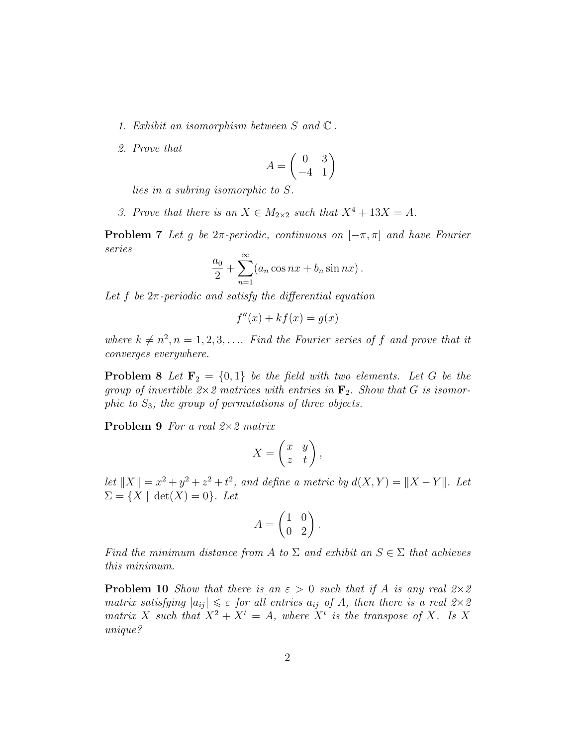1. *Exhibit an isomorphism between $S$ and $\mathbb{C}$.*

2. *Prove that*

$$A = \begin{pmatrix} 0 & 3 \\ -4 & 1 \end{pmatrix}$$

   *lies in a subring isomorphic to $S$.*

3. *Prove that there is an $X \in M_{2\times 2}$ such that $X^4 + 13X = A$.*

**Problem 7** *Let $g$ be $2\pi$-periodic, continuous on $[-\pi, \pi]$ and have Fourier series*

$$\frac{a_0}{2} + \sum_{n=1}^{\infty} (a_n \cos nx + b_n \sin nx)\,.$$

*Let $f$ be $2\pi$-periodic and satisfy the differential equation*

$$f''(x) + kf(x) = g(x)$$

*where $k \neq n^2, n = 1, 2, 3, \ldots$. Find the Fourier series of $f$ and prove that it converges everywhere.*

**Problem 8** *Let $\mathbf{F}_2 = \{0, 1\}$ be the field with two elements. Let $G$ be the group of invertible 2×2 matrices with entries in $\mathbf{F}_2$. Show that $G$ is isomorphic to $S_3$, the group of permutations of three objects.*

**Problem 9** *For a real 2×2 matrix*

$$X = \begin{pmatrix} x & y \\ z & t \end{pmatrix},$$

*let $\|X\| = x^2 + y^2 + z^2 + t^2$, and define a metric by $d(X, Y) = \|X - Y\|$. Let $\Sigma = \{X \mid \det(X) = 0\}$. Let*

$$A = \begin{pmatrix} 1 & 0 \\ 0 & 2 \end{pmatrix}.$$

*Find the minimum distance from $A$ to $\Sigma$ and exhibit an $S \in \Sigma$ that achieves this minimum.*

**Problem 10** *Show that there is an $\varepsilon > 0$ such that if $A$ is any real 2×2 matrix satisfying $|a_{ij}| \leqslant \varepsilon$ for all entries $a_{ij}$ of $A$, then there is a real 2×2 matrix $X$ such that $X^2 + X^t = A$, where $X^t$ is the transpose of $X$. Is $X$ unique?*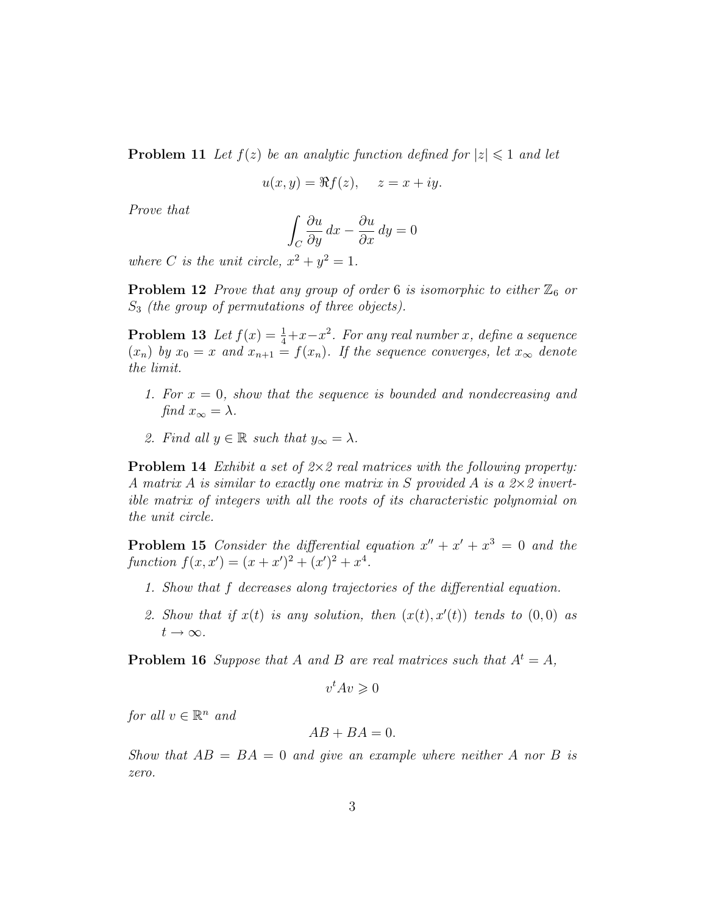**Problem 11** *Let $f(z)$ be an analytic function defined for $|z| \leqslant 1$ and let*

$$u(x, y) = \Re f(z), \quad z = x + iy.$$

*Prove that*

$$\int_C \frac{\partial u}{\partial y}\, dx - \frac{\partial u}{\partial x}\, dy = 0$$

*where $C$ is the unit circle, $x^2 + y^2 = 1$.*

**Problem 12** *Prove that any group of order 6 is isomorphic to either $\mathbb{Z}_6$ or $S_3$ (the group of permutations of three objects).*

**Problem 13** *Let $f(x) = \frac{1}{4} + x - x^2$. For any real number $x$, define a sequence $(x_n)$ by $x_0 = x$ and $x_{n+1} = f(x_n)$. If the sequence converges, let $x_\infty$ denote the limit.*

1. *For $x = 0$, show that the sequence is bounded and nondecreasing and find $x_\infty = \lambda$.*
2. *Find all $y \in \mathbb{R}$ such that $y_\infty = \lambda$.*

**Problem 14** *Exhibit a set of 2×2 real matrices with the following property: A matrix $A$ is similar to exactly one matrix in $S$ provided $A$ is a 2×2 invertible matrix of integers with all the roots of its characteristic polynomial on the unit circle.*

**Problem 15** *Consider the differential equation $x'' + x' + x^3 = 0$ and the function $f(x, x') = (x + x')^2 + (x')^2 + x^4$.*

1. *Show that $f$ decreases along trajectories of the differential equation.*
2. *Show that if $x(t)$ is any solution, then $(x(t), x'(t))$ tends to $(0, 0)$ as $t \to \infty$.*

**Problem 16** *Suppose that $A$ and $B$ are real matrices such that $A^t = A$,*

$$v^t A v \geqslant 0$$

*for all $v \in \mathbb{R}^n$ and*

$$AB + BA = 0.$$

*Show that $AB = BA = 0$ and give an example where neither $A$ nor $B$ is zero.*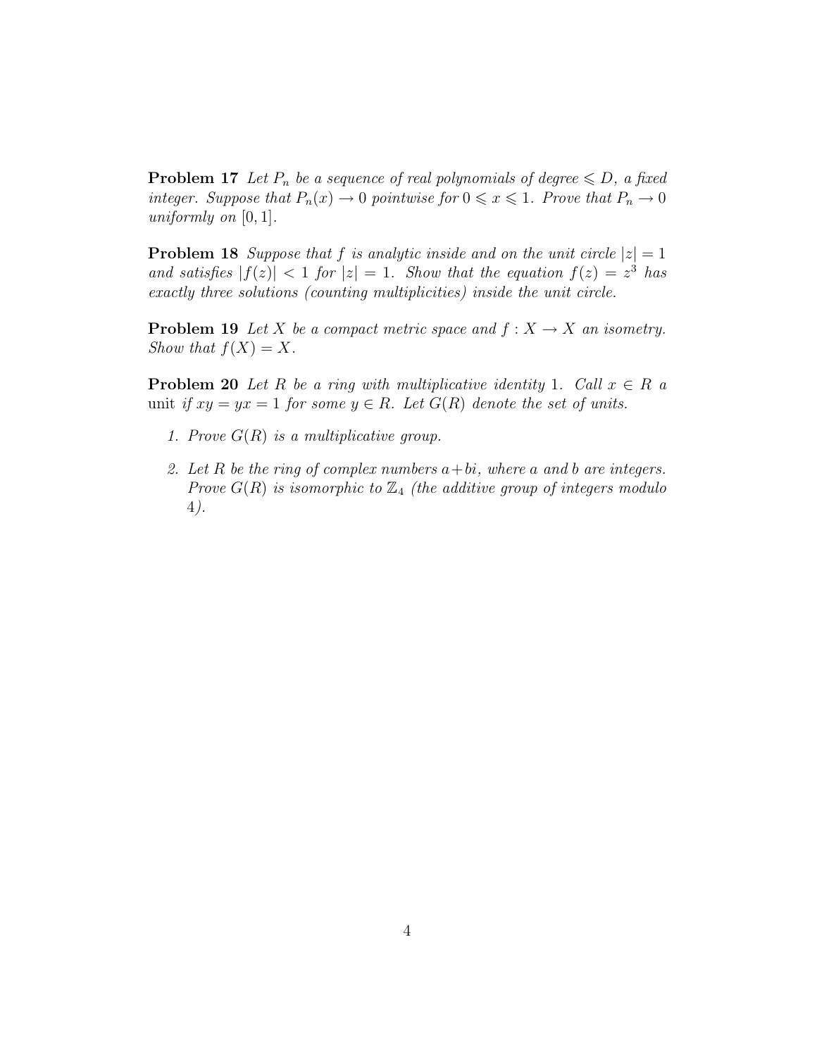**Problem 17** *Let $P_n$ be a sequence of real polynomials of degree $\leqslant D$, a fixed integer. Suppose that $P_n(x) \to 0$ pointwise for $0 \leqslant x \leqslant 1$. Prove that $P_n \to 0$ uniformly on $[0, 1]$.*

**Problem 18** *Suppose that $f$ is analytic inside and on the unit circle $|z| = 1$ and satisfies $|f(z)| < 1$ for $|z| = 1$. Show that the equation $f(z) = z^3$ has exactly three solutions (counting multiplicities) inside the unit circle.*

**Problem 19** *Let $X$ be a compact metric space and $f : X \to X$ an isometry. Show that $f(X) = X$.*

**Problem 20** *Let $R$ be a ring with multiplicative identity 1. Call $x \in R$ a* unit *if $xy = yx = 1$ for some $y \in R$. Let $G(R)$ denote the set of units.*

1. *Prove $G(R)$ is a multiplicative group.*
2. *Let $R$ be the ring of complex numbers $a + bi$, where $a$ and $b$ are integers. Prove $G(R)$ is isomorphic to $\mathbb{Z}_4$ (the additive group of integers modulo 4).*